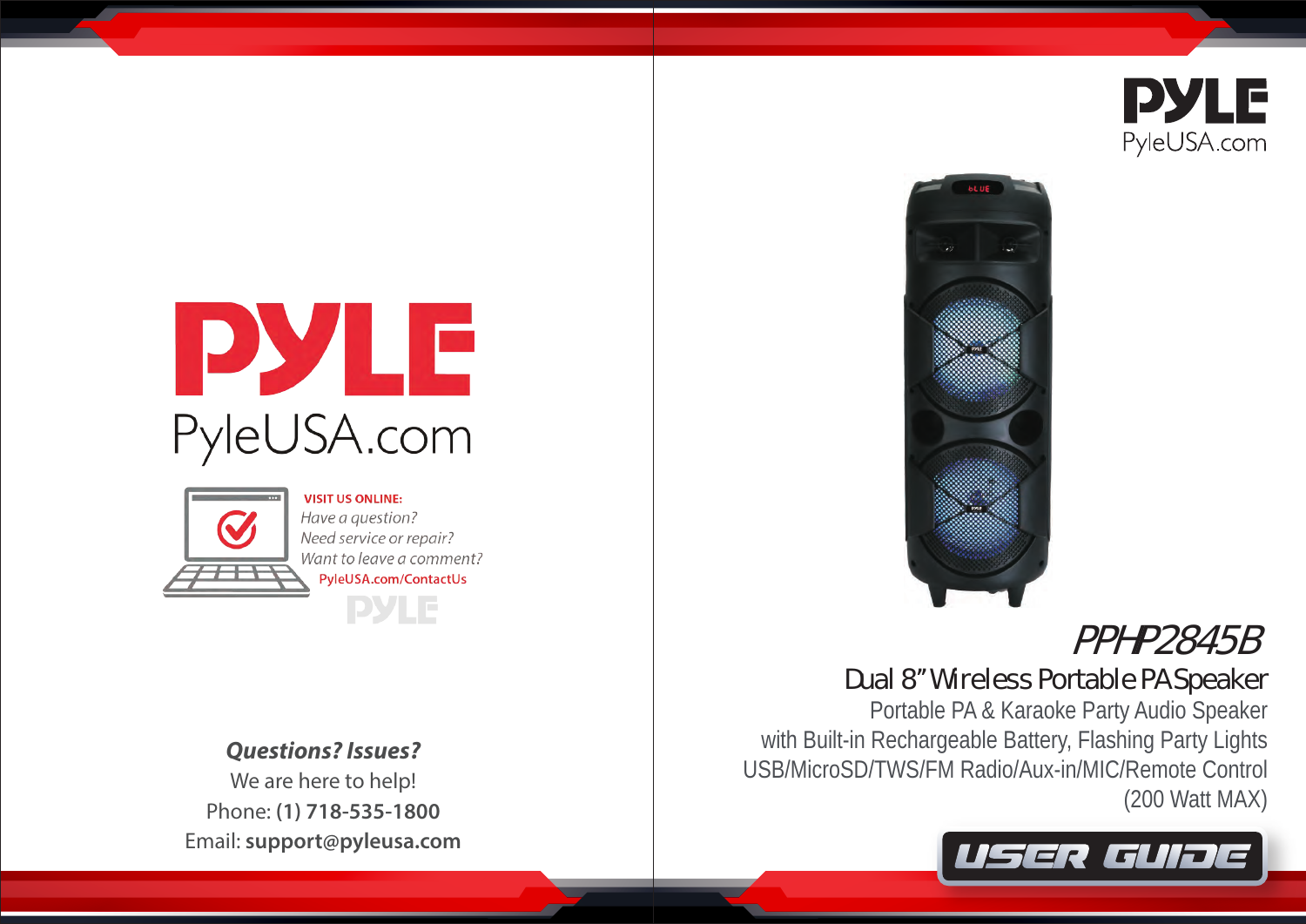# PYLE

PyleUSA.com

**VISIT US ONLINE:**

*Have a question?*
*Need service or repair?*
*Want to leave a comment?*

PyleUSA.com/ContactUs

***Questions? Issues?***

We are here to help!

Phone: **(1) 718-535-1800**

Email: **support@pyleusa.com**

# PYLE

PyleUSA.com

## *PPHP2845B*

### Dual 8" Wireless Portable PA Speaker

Portable PA & Karaoke Party Audio Speaker with Built-in Rechargeable Battery, Flashing Party Lights USB/MicroSD/TWS/FM Radio/Aux-in/MIC/Remote Control (200 Watt MAX)

**USER GUIDE**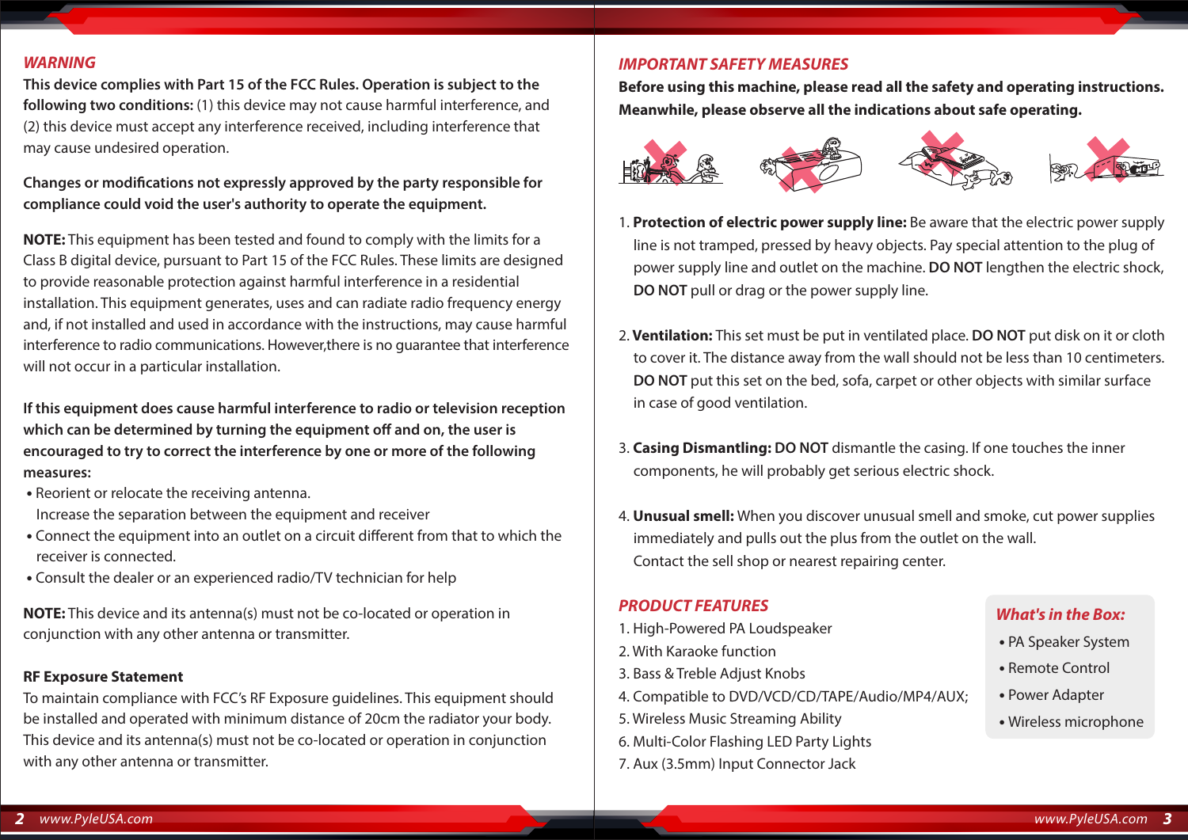## *WARNING*

**This device complies with Part 15 of the FCC Rules. Operation is subject to the following two conditions:** (1) this device may not cause harmful interference, and (2) this device must accept any interference received, including interference that may cause undesired operation.

**Changes or modifications not expressly approved by the party responsible for compliance could void the user's authority to operate the equipment.**

**NOTE:** This equipment has been tested and found to comply with the limits for a Class B digital device, pursuant to Part 15 of the FCC Rules. These limits are designed to provide reasonable protection against harmful interference in a residential installation. This equipment generates, uses and can radiate radio frequency energy and, if not installed and used in accordance with the instructions, may cause harmful interference to radio communications. However,there is no guarantee that interference will not occur in a particular installation.

**If this equipment does cause harmful interference to radio or television reception which can be determined by turning the equipment off and on, the user is encouraged to try to correct the interference by one or more of the following measures:**

- Reorient or relocate the receiving antenna. Increase the separation between the equipment and receiver
- Connect the equipment into an outlet on a circuit different from that to which the receiver is connected.
- Consult the dealer or an experienced radio/TV technician for help

**NOTE:** This device and its antenna(s) must not be co-located or operation in conjunction with any other antenna or transmitter.

**RF Exposure Statement**

To maintain compliance with FCC's RF Exposure guidelines. This equipment should be installed and operated with minimum distance of 20cm the radiator your body. This device and its antenna(s) must not be co-located or operation in conjunction with any other antenna or transmitter.

## *IMPORTANT SAFETY MEASURES*

**Before using this machine, please read all the safety and operating instructions. Meanwhile, please observe all the indications about safe operating.**

1. **Protection of electric power supply line:** Be aware that the electric power supply line is not tramped, pressed by heavy objects. Pay special attention to the plug of power supply line and outlet on the machine. **DO NOT** lengthen the electric shock, **DO NOT** pull or drag or the power supply line.

2. **Ventilation:** This set must be put in ventilated place. **DO NOT** put disk on it or cloth to cover it. The distance away from the wall should not be less than 10 centimeters. **DO NOT** put this set on the bed, sofa, carpet or other objects with similar surface in case of good ventilation.

3. **Casing Dismantling: DO NOT** dismantle the casing. If one touches the inner components, he will probably get serious electric shock.

4. **Unusual smell:** When you discover unusual smell and smoke, cut power supplies immediately and pulls out the plus from the outlet on the wall. Contact the sell shop or nearest repairing center.

## *PRODUCT FEATURES*

1. High-Powered PA Loudspeaker
2. With Karaoke function
3. Bass & Treble Adjust Knobs
4. Compatible to DVD/VCD/CD/TAPE/Audio/MP4/AUX;
5. Wireless Music Streaming Ability
6. Multi-Color Flashing LED Party Lights
7. Aux (3.5mm) Input Connector Jack

### *What's in the Box:*

- PA Speaker System
- Remote Control
- Power Adapter
- Wireless microphone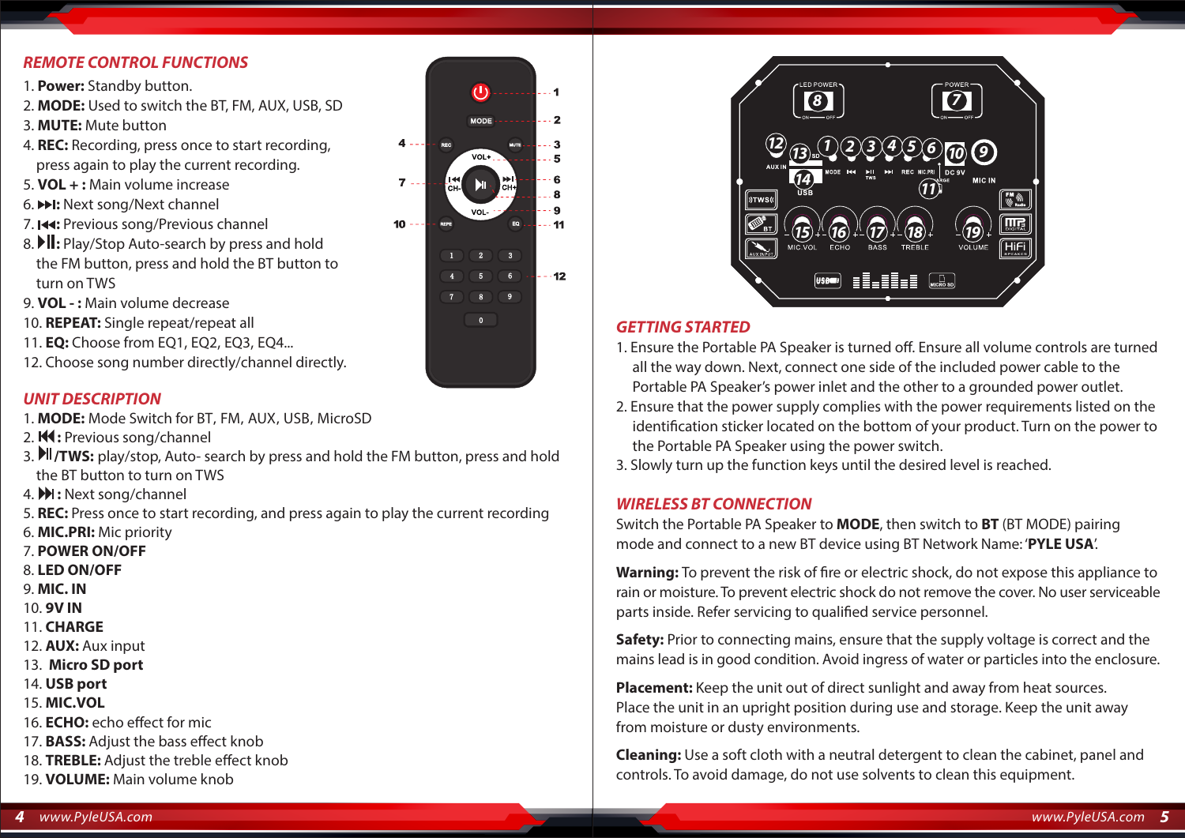## REMOTE CONTROL FUNCTIONS

1. **Power:** Standby button.
2. **MODE:** Used to switch the BT, FM, AUX, USB, SD
3. **MUTE:** Mute button
4. **REC:** Recording, press once to start recording, press again to play the current recording.
5. **VOL + :** Main volume increase
6. ▶▶I: Next song/Next channel
7. I◀◀: Previous song/Previous channel
8. ▶II: Play/Stop Auto-search by press and hold the FM button, press and hold the BT button to turn on TWS
9. **VOL - :** Main volume decrease
10. **REPEAT:** Single repeat/repeat all
11. **EQ:** Choose from EQ1, EQ2, EQ3, EQ4...
12. Choose song number directly/channel directly.

## UNIT DESCRIPTION

1. **MODE:** Mode Switch for BT, FM, AUX, USB, MicroSD
2. I◀◀ **:** Previous song/channel
3. ▶II**/TWS:** play/stop, Auto- search by press and hold the FM button, press and hold the BT button to turn on TWS
4. ▶▶I **:** Next song/channel
5. **REC:** Press once to start recording, and press again to play the current recording
6. **MIC.PRI:** Mic priority
7. **POWER ON/OFF**
8. **LED ON/OFF**
9. **MIC. IN**
10. **9V IN**
11. **CHARGE**
12. **AUX:** Aux input
13. **Micro SD port**
14. **USB port**
15. **MIC.VOL**
16. **ECHO:** echo effect for mic
17. **BASS:** Adjust the bass effect knob
18. **TREBLE:** Adjust the treble effect knob
19. **VOLUME:** Main volume knob

## GETTING STARTED

1. Ensure the Portable PA Speaker is turned off. Ensure all volume controls are turned all the way down. Next, connect one side of the included power cable to the Portable PA Speaker's power inlet and the other to a grounded power outlet.
2. Ensure that the power supply complies with the power requirements listed on the identification sticker located on the bottom of your product. Turn on the power to the Portable PA Speaker using the power switch.
3. Slowly turn up the function keys until the desired level is reached.

## WIRELESS BT CONNECTION

Switch the Portable PA Speaker to **MODE**, then switch to **BT** (BT MODE) pairing mode and connect to a new BT device using BT Network Name: '**PYLE USA**'.

**Warning:** To prevent the risk of fire or electric shock, do not expose this appliance to rain or moisture. To prevent electric shock do not remove the cover. No user serviceable parts inside. Refer servicing to qualified service personnel.

**Safety:** Prior to connecting mains, ensure that the supply voltage is correct and the mains lead is in good condition. Avoid ingress of water or particles into the enclosure.

**Placement:** Keep the unit out of direct sunlight and away from heat sources. Place the unit in an upright position during use and storage. Keep the unit away from moisture or dusty environments.

**Cleaning:** Use a soft cloth with a neutral detergent to clean the cabinet, panel and controls. To avoid damage, do not use solvents to clean this equipment.